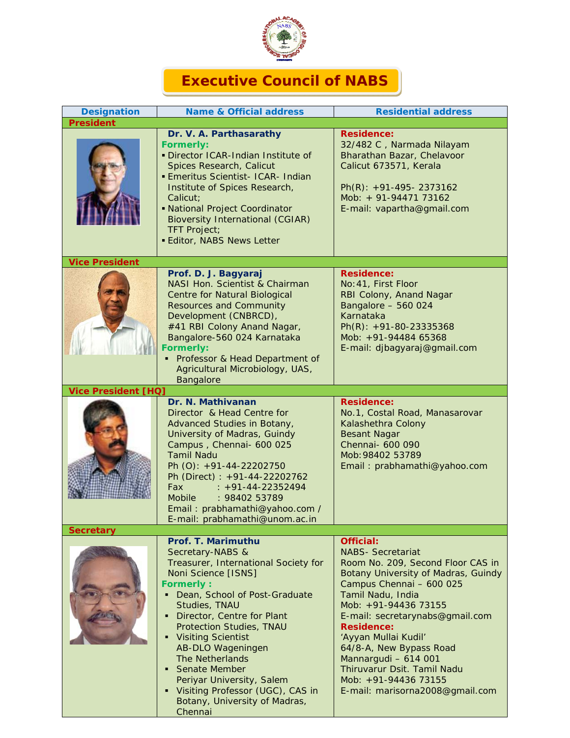# Executive Council of NABS

| Designation | Name & Official address | Residential address |
|---|---|---|
| **President** | | |
| | **Dr. V. A. Parthasarathy**<br>**Formerly:**<br>▪ Director ICAR-Indian Institute of Spices Research, Calicut<br>▪ Emeritus Scientist- ICAR- Indian Institute of Spices Research, Calicut;<br>▪ National Project Coordinator Bioversity International (CGIAR) TFT Project;<br>▪ Editor, NABS News Letter | **Residence:**<br>32/482 C , Narmada Nilayam<br>Bharathan Bazar, Chelavoor<br>Calicut 673571, Kerala<br><br>Ph(R): +91-495- 2373162<br>Mob: + 91-94471 73162<br>E-mail: vapartha@gmail.com |
| **Vice President** | | |
| | **Prof. D. J. Bagyaraj**<br>NASI Hon. Scientist & Chairman Centre for Natural Biological Resources and Community Development (CNBRCD), #41 RBI Colony Anand Nagar, Bangalore-560 024 Karnataka<br>**Formerly:**<br>▪ Professor & Head Department of Agricultural Microbiology, UAS, Bangalore | **Residence:**<br>No:41, First Floor<br>RBI Colony, Anand Nagar<br>Bangalore – 560 024<br>Karnataka<br>Ph(R): +91-80-23335368<br>Mob: +91-94484 65368<br>E-mail: djbagyaraj@gmail.com |
| **Vice President [HQ]** | | |
| | **Dr. N. Mathivanan**<br>Director & Head Centre for Advanced Studies in Botany, University of Madras, Guindy Campus , Chennai- 600 025 Tamil Nadu<br>Ph (O): +91-44-22202750<br>Ph (Direct) : +91-44-22202762<br>Fax : +91-44-22352494<br>Mobile : 98402 53789<br>Email : prabhamathi@yahoo.com /<br>E-mail: prabhamathi@unom.ac.in | **Residence:**<br>No.1, Costal Road, Manasarovar<br>Kalashethra Colony<br>Besant Nagar<br>Chennai- 600 090<br>Mob:98402 53789<br>Email : prabhamathi@yahoo.com |
| **Secretary** | | |
| | **Prof. T. Marimuthu**<br>Secretary-NABS & Treasurer, International Society for Noni Science [ISNS]<br>**Formerly :**<br>▪ Dean, School of Post-Graduate Studies, TNAU<br>▪ Director, Centre for Plant Protection Studies, TNAU<br>▪ Visiting Scientist AB-DLO Wageningen The Netherlands<br>▪ Senate Member Periyar University, Salem<br>▪ Visiting Professor (UGC), CAS in Botany, University of Madras, Chennai | **Official:**<br>NABS- Secretariat<br>Room No. 209, Second Floor CAS in Botany University of Madras, Guindy Campus Chennai – 600 025<br>Tamil Nadu, India<br>Mob: +91-94436 73155<br>E-mail: secretarynabs@gmail.com<br>**Residence:**<br>'Ayyan Mullai Kudil'<br>64/8-A, New Bypass Road<br>Mannargudi – 614 001<br>Thiruvarur Dsit. Tamil Nadu<br>Mob: +91-94436 73155<br>E-mail: marisorna2008@gmail.com |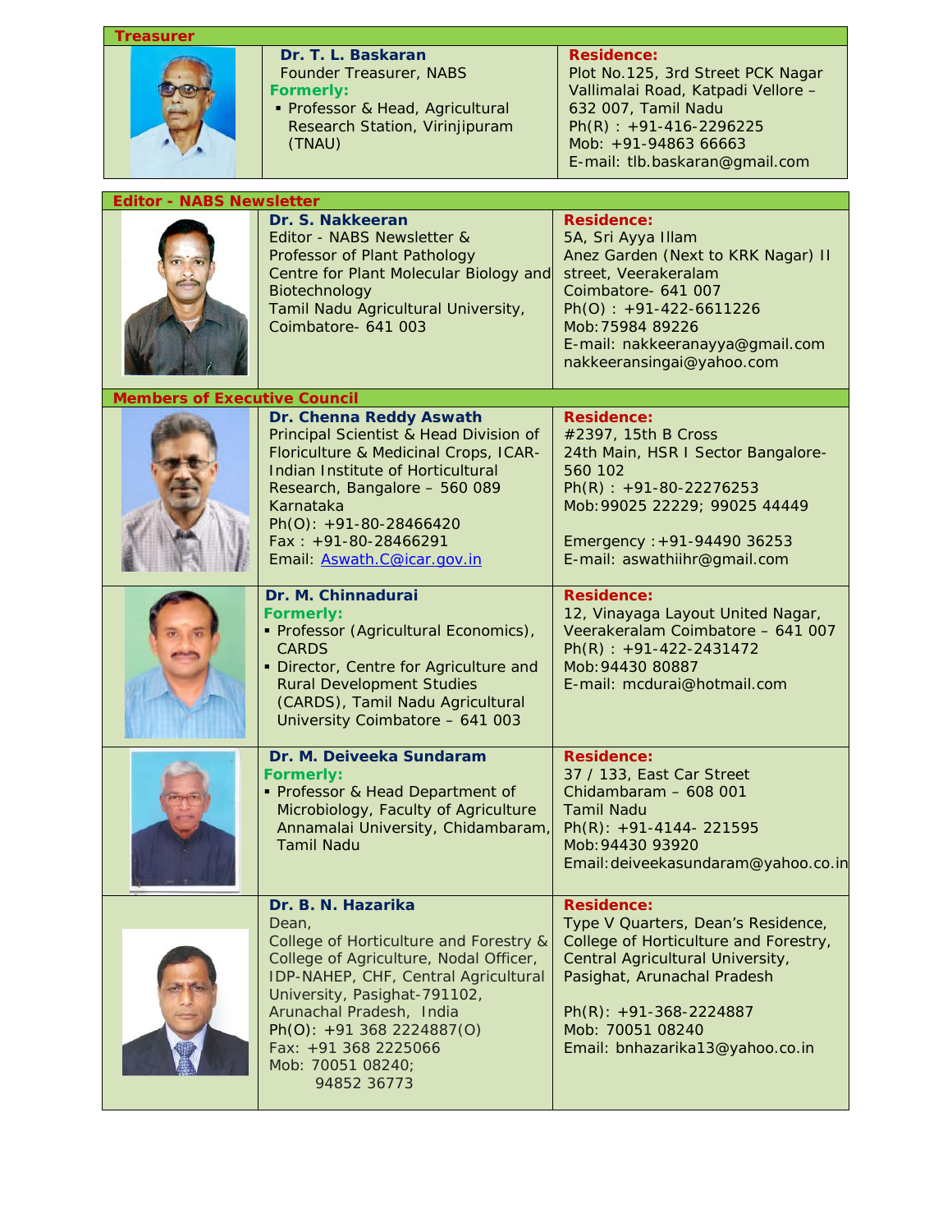## Treasurer

| | | |
|---|---|---|
| | **Dr. T. L. Baskaran**<br>Founder Treasurer, NABS<br>**Formerly:**<br>▪ Professor & Head, Agricultural Research Station, Virinjipuram (TNAU) | **Residence:**<br>Plot No.125, 3rd Street PCK Nagar Vallimalai Road, Katpadi Vellore – 632 007, Tamil Nadu<br>Ph(R) : +91-416-2296225<br>Mob: +91-94863 66663<br>E-mail: tlb.baskaran@gmail.com |

## Editor - NABS Newsletter

| | | |
|---|---|---|
| | **Dr. S. Nakkeeran**<br>Editor - NABS Newsletter &<br>Professor of Plant Pathology<br>Centre for Plant Molecular Biology and Biotechnology<br>Tamil Nadu Agricultural University, Coimbatore- 641 003 | **Residence:**<br>5A, Sri Ayya Illam<br>Anez Garden (Next to KRK Nagar) II street, Veerakeralam<br>Coimbatore- 641 007<br>Ph(O) : +91-422-6611226<br>Mob:75984 89226<br>E-mail: nakkeeranayya@gmail.com<br>nakkeeransingai@yahoo.com |

## Members of Executive Council

| | | |
|---|---|---|
| | **Dr. Chenna Reddy Aswath**<br>Principal Scientist & Head Division of Floriculture & Medicinal Crops, ICAR-Indian Institute of Horticultural Research, Bangalore – 560 089 Karnataka<br>Ph(O): +91-80-28466420<br>Fax : +91-80-28466291<br>Email: Aswath.C@icar.gov.in | **Residence:**<br>#2397, 15th B Cross<br>24th Main, HSR I Sector Bangalore-560 102<br>Ph(R) : +91-80-22276253<br>Mob:99025 22229; 99025 44449<br><br>Emergency :+91-94490 36253<br>E-mail: aswathiihr@gmail.com |
| | **Dr. M. Chinnadurai**<br>**Formerly:**<br>▪ Professor (Agricultural Economics), CARDS<br>▪ Director, Centre for Agriculture and Rural Development Studies (CARDS), Tamil Nadu Agricultural University Coimbatore – 641 003 | **Residence:**<br>12, Vinayaga Layout United Nagar, Veerakeralam Coimbatore – 641 007<br>Ph(R) : +91-422-2431472<br>Mob:94430 80887<br>E-mail: mcdurai@hotmail.com |
| | **Dr. M. Deiveeka Sundaram**<br>**Formerly:**<br>▪ Professor & Head Department of Microbiology, Faculty of Agriculture Annamalai University, Chidambaram, Tamil Nadu | **Residence:**<br>37 / 133, East Car Street<br>Chidambaram – 608 001<br>Tamil Nadu<br>Ph(R): +91-4144- 221595<br>Mob:94430 93920<br>Email:deiveekasundaram@yahoo.co.in |
| | **Dr. B. N. Hazarika**<br>Dean,<br>College of Horticulture and Forestry & College of Agriculture, Nodal Officer, IDP-NAHEP, CHF, Central Agricultural University, Pasighat-791102, Arunachal Pradesh, India<br>Ph(O): +91 368 2224887(O)<br>Fax: +91 368 2225066<br>Mob: 70051 08240;<br>94852 36773 | **Residence:**<br>Type V Quarters, Dean's Residence, College of Horticulture and Forestry, Central Agricultural University, Pasighat, Arunachal Pradesh<br><br>Ph(R): +91-368-2224887<br>Mob: 70051 08240<br>Email: bnhazarika13@yahoo.co.in |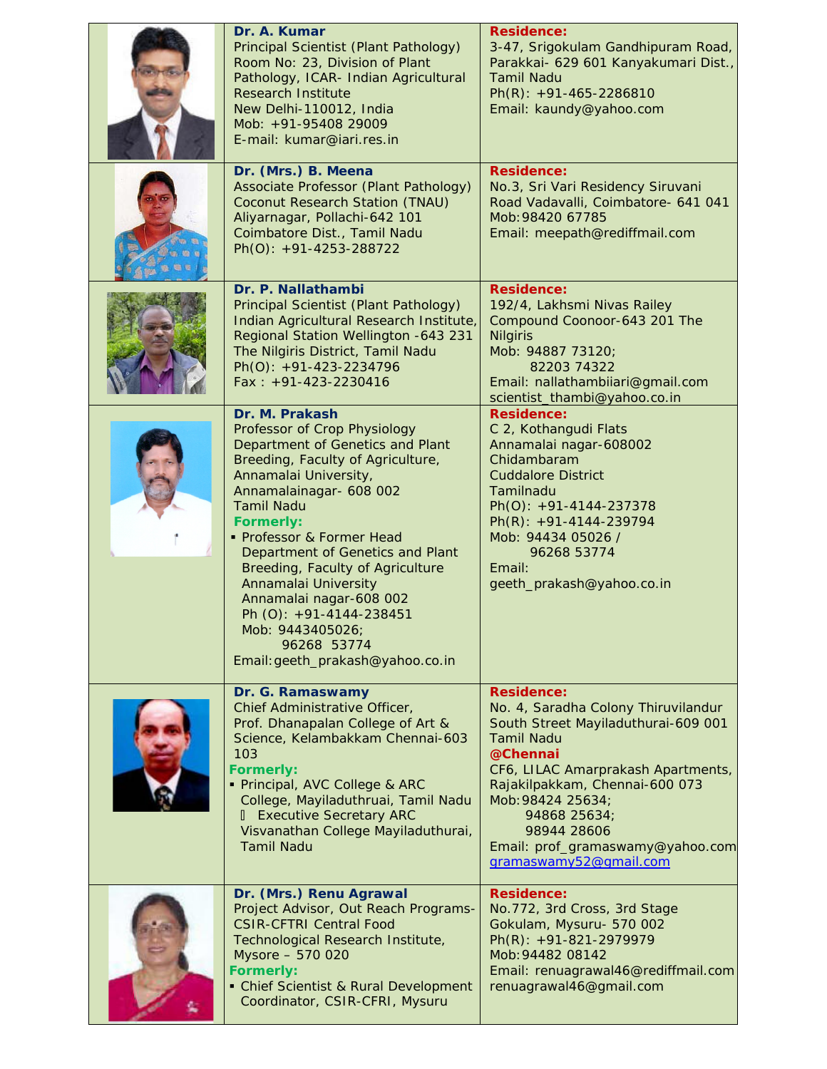| | | |
|---|---|---|
| | **Dr. A. Kumar**<br>Principal Scientist (Plant Pathology)<br>Room No: 23, Division of Plant Pathology, ICAR- Indian Agricultural Research Institute<br>New Delhi-110012, India<br>Mob: +91-95408 29009<br>E-mail: kumar@iari.res.in | **Residence:**<br>3-47, Srigokulam Gandhipuram Road, Parakkai- 629 601 Kanyakumari Dist., Tamil Nadu<br>Ph(R): +91-465-2286810<br>Email: kaundy@yahoo.com |
| | **Dr. (Mrs.) B. Meena**<br>Associate Professor (Plant Pathology)<br>Coconut Research Station (TNAU)<br>Aliyarnagar, Pollachi-642 101<br>Coimbatore Dist., Tamil Nadu<br>Ph(O): +91-4253-288722 | **Residence:**<br>No.3, Sri Vari Residency Siruvani Road Vadavalli, Coimbatore- 641 041<br>Mob:98420 67785<br>Email: meepath@rediffmail.com |
| | **Dr. P. Nallathambi**<br>Principal Scientist (Plant Pathology)<br>Indian Agricultural Research Institute, Regional Station Wellington -643 231<br>The Nilgiris District, Tamil Nadu<br>Ph(O): +91-423-2234796<br>Fax : +91-423-2230416 | **Residence:**<br>192/4, Lakhsmi Nivas Railey Compound Coonoor-643 201 The Nilgiris<br>Mob: 94887 73120;<br>82203 74322<br>Email: nallathambiiari@gmail.com<br>scientist_thambi@yahoo.co.in |
| | **Dr. M. Prakash**<br>Professor of Crop Physiology<br>Department of Genetics and Plant Breeding, Faculty of Agriculture, Annamalai University,<br>Annamalainagar- 608 002<br>Tamil Nadu<br>**Formerly:**<br>▪ Professor & Former Head Department of Genetics and Plant Breeding, Faculty of Agriculture Annamalai University Annamalai nagar-608 002 Ph (O): +91-4144-238451 Mob: 9443405026; 96268 53774<br>Email:geeth_prakash@yahoo.co.in | **Residence:**<br>C 2, Kothangudi Flats<br>Annamalai nagar-608002<br>Chidambaram<br>Cuddalore District<br>Tamilnadu<br>Ph(O): +91-4144-237378<br>Ph(R): +91-4144-239794<br>Mob: 94434 05026 /<br>96268 53774<br>Email:<br>geeth_prakash@yahoo.co.in |
| | **Dr. G. Ramaswamy**<br>Chief Administrative Officer,<br>Prof. Dhanapalan College of Art & Science, Kelambakkam Chennai-603 103<br>**Formerly:**<br>▪ Principal, AVC College & ARC College, Mayiladuthruai, Tamil Nadu<br>▪ Executive Secretary ARC Visvanathan College Mayiladuthurai, Tamil Nadu | **Residence:**<br>No. 4, Saradha Colony Thiruvilandur South Street Mayiladuthurai-609 001 Tamil Nadu<br>**@Chennai**<br>CF6, LILAC Amarprakash Apartments, Rajakilpakkam, Chennai-600 073<br>Mob:98424 25634;<br>94868 25634;<br>98944 28606<br>Email: prof_gramaswamy@yahoo.com<br>gramaswamy52@gmail.com |
| | **Dr. (Mrs.) Renu Agrawal**<br>Project Advisor, Out Reach Programs-CSIR-CFTRI Central Food Technological Research Institute,<br>Mysore – 570 020<br>**Formerly:**<br>▪ Chief Scientist & Rural Development Coordinator, CSIR-CFRI, Mysuru | **Residence:**<br>No.772, 3rd Cross, 3rd Stage<br>Gokulam, Mysuru- 570 002<br>Ph(R): +91-821-2979979<br>Mob:94482 08142<br>Email: renuagrawal46@rediffmail.com<br>renuagrawal46@gmail.com |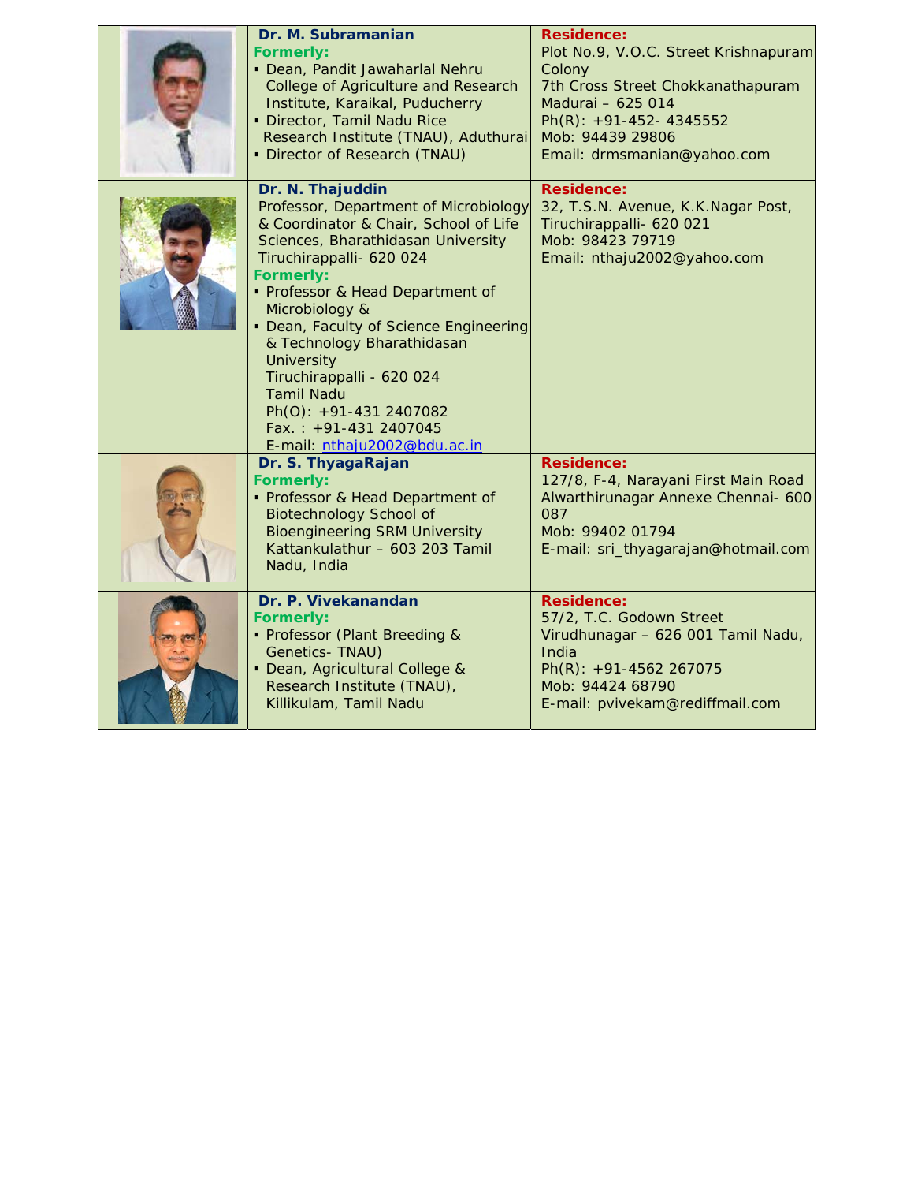| | | |
|---|---|---|
| | **Dr. M. Subramanian**<br>**Formerly:**<br>▪ Dean, Pandit Jawaharlal Nehru College of Agriculture and Research Institute, Karaikal, Puducherry<br>▪ Director, Tamil Nadu Rice Research Institute (TNAU), Aduthurai<br>▪ Director of Research (TNAU) | **Residence:**<br>Plot No.9, V.O.C. Street Krishnapuram Colony<br>7th Cross Street Chokkanathapuram<br>Madurai – 625 014<br>Ph(R): +91-452- 4345552<br>Mob: 94439 29806<br>Email: drmsmanian@yahoo.com |
| | **Dr. N. Thajuddin**<br>Professor, Department of Microbiology & Coordinator & Chair, School of Life Sciences, Bharathidasan University Tiruchirappalli- 620 024<br>**Formerly:**<br>▪ Professor & Head Department of Microbiology &<br>▪ Dean, Faculty of Science Engineering & Technology Bharathidasan University<br>Tiruchirappalli - 620 024<br>Tamil Nadu<br>Ph(O): +91-431 2407082<br>Fax. : +91-431 2407045<br>E-mail: nthaju2002@bdu.ac.in | **Residence:**<br>32, T.S.N. Avenue, K.K.Nagar Post, Tiruchirappalli- 620 021<br>Mob: 98423 79719<br>Email: nthaju2002@yahoo.com |
| | **Dr. S. ThyagaRajan**<br>**Formerly:**<br>▪ Professor & Head Department of Biotechnology School of Bioengineering SRM University Kattankulathur – 603 203 Tamil Nadu, India | **Residence:**<br>127/8, F-4, Narayani First Main Road Alwarthirunagar Annexe Chennai- 600 087<br>Mob: 99402 01794<br>E-mail: sri_thyagarajan@hotmail.com |
| | **Dr. P. Vivekanandan**<br>**Formerly:**<br>▪ Professor (Plant Breeding & Genetics- TNAU)<br>▪ Dean, Agricultural College & Research Institute (TNAU), Killikulam, Tamil Nadu | **Residence:**<br>57/2, T.C. Godown Street<br>Virudhunagar – 626 001 Tamil Nadu, India<br>Ph(R): +91-4562 267075<br>Mob: 94424 68790<br>E-mail: pvivekam@rediffmail.com |